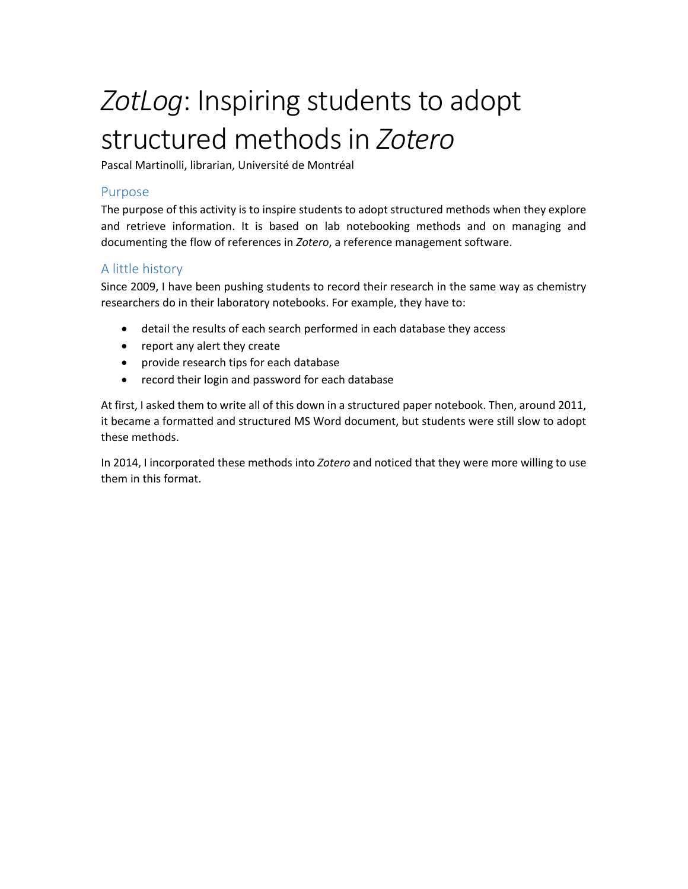# *ZotLog*: Inspiring students to adopt structured methods in *Zotero*

Pascal Martinolli, librarian, Université de Montréal

## Purpose

The purpose of this activity is to inspire students to adopt structured methods when they explore and retrieve information. It is based on lab notebooking methods and on managing and documenting the flow of references in *Zotero*, a reference management software.

## A little history

Since 2009, I have been pushing students to record their research in the same way as chemistry researchers do in their laboratory notebooks. For example, they have to:

- detail the results of each search performed in each database they access
- report any alert they create
- provide research tips for each database
- record their login and password for each database

At first, I asked them to write all of this down in a structured paper notebook. Then, around 2011, it became a formatted and structured MS Word document, but students were still slow to adopt these methods.

In 2014, I incorporated these methods into *Zotero* and noticed that they were more willing to use them in this format.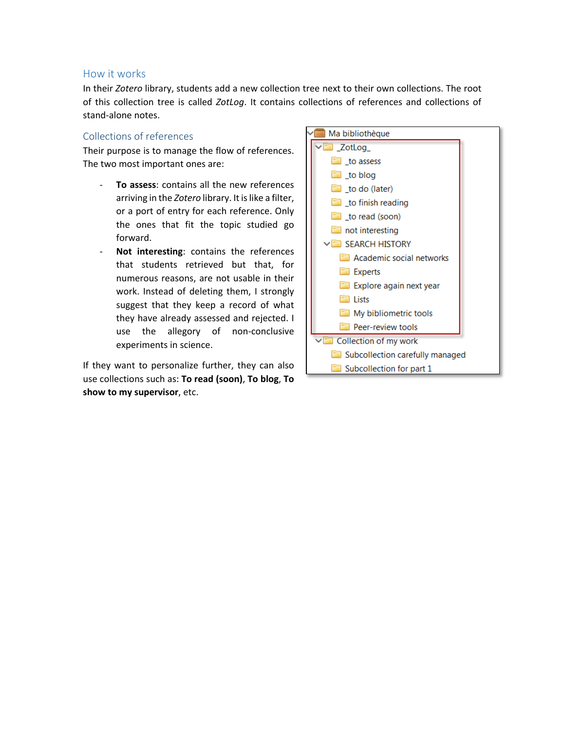## How it works

In their *Zotero* library, students add a new collection tree next to their own collections. The root of this collection tree is called *ZotLog*. It contains collections of references and collections of stand-alone notes.

### Collections of references

Their purpose is to manage the flow of references. The two most important ones are:

- **To assess**: contains all the new references arriving in the *Zotero* library. It is like a filter, or a port of entry for each reference. Only the ones that fit the topic studied go forward.
- **Not interesting**: contains the references that students retrieved but that, for numerous reasons, are not usable in their work. Instead of deleting them, I strongly suggest that they keep a record of what they have already assessed and rejected. I use the allegory of non-conclusive experiments in science.

If they want to personalize further, they can also use collections such as: **To read (soon)**, **To blog**, **To show to my supervisor**, etc.

- Ma bibliothèque
  - _ZotLog_
    - _to assess
    - _to blog
    - _to do (later)
    - _to finish reading
    - _to read (soon)
    - not interesting
    - SEARCH HISTORY
      - Academic social networks
      - Experts
      - Explore again next year
      - Lists
      - My bibliometric tools
      - Peer-review tools
  - Collection of my work
    - Subcollection carefully managed
    - Subcollection for part 1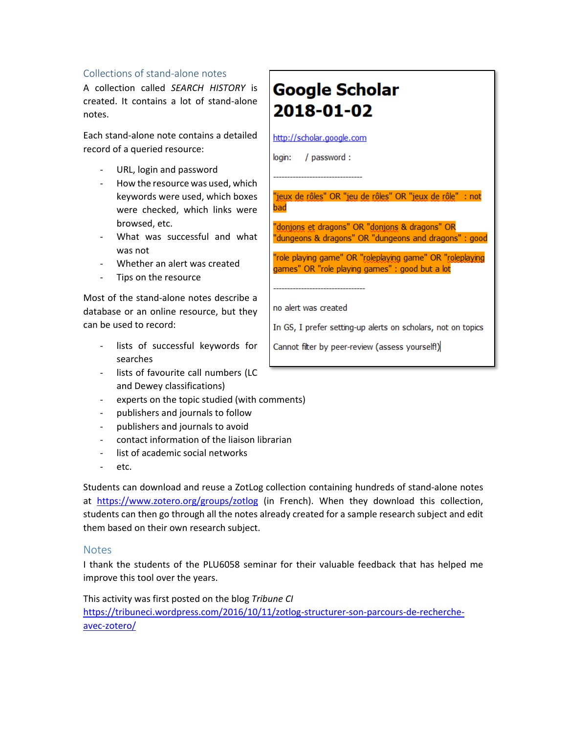## Collections of stand-alone notes

A collection called *SEARCH HISTORY* is created. It contains a lot of stand-alone notes.

Each stand-alone note contains a detailed record of a queried resource:

- URL, login and password
- How the resource was used, which keywords were used, which boxes were checked, which links were browsed, etc.
- What was successful and what was not
- Whether an alert was created
- Tips on the resource

Most of the stand-alone notes describe a database or an online resource, but they can be used to record:

- lists of successful keywords for searches
- lists of favourite call numbers (LC and Dewey classifications)
- experts on the topic studied (with comments)
- publishers and journals to follow
- publishers and journals to avoid
- contact information of the liaison librarian
- list of academic social networks
- etc.

> **Google Scholar 2018-01-02**
>
> http://scholar.google.com
>
> login: / password :
>
> ---------------------------------
>
> "jeux de rôles" OR "jeu de rôles" OR "jeux de rôle" : not bad
>
> "donjons et dragons" OR "donjons & dragons" OR "dungeons & dragons" OR "dungeons and dragons" : good
>
> "role playing game" OR "roleplaying game" OR "roleplaying games" OR "role playing games" : good but a lot
>
> ---------------------------------
>
> no alert was created
>
> In GS, I prefer setting-up alerts on scholars, not on topics
>
> Cannot filter by peer-review (assess yourself!)

Students can download and reuse a ZotLog collection containing hundreds of stand-alone notes at https://www.zotero.org/groups/zotlog (in French). When they download this collection, students can then go through all the notes already created for a sample research subject and edit them based on their own research subject.

## Notes

I thank the students of the PLU6058 seminar for their valuable feedback that has helped me improve this tool over the years.

This activity was first posted on the blog *Tribune CI* https://tribuneci.wordpress.com/2016/10/11/zotlog-structurer-son-parcours-de-recherche-avec-zotero/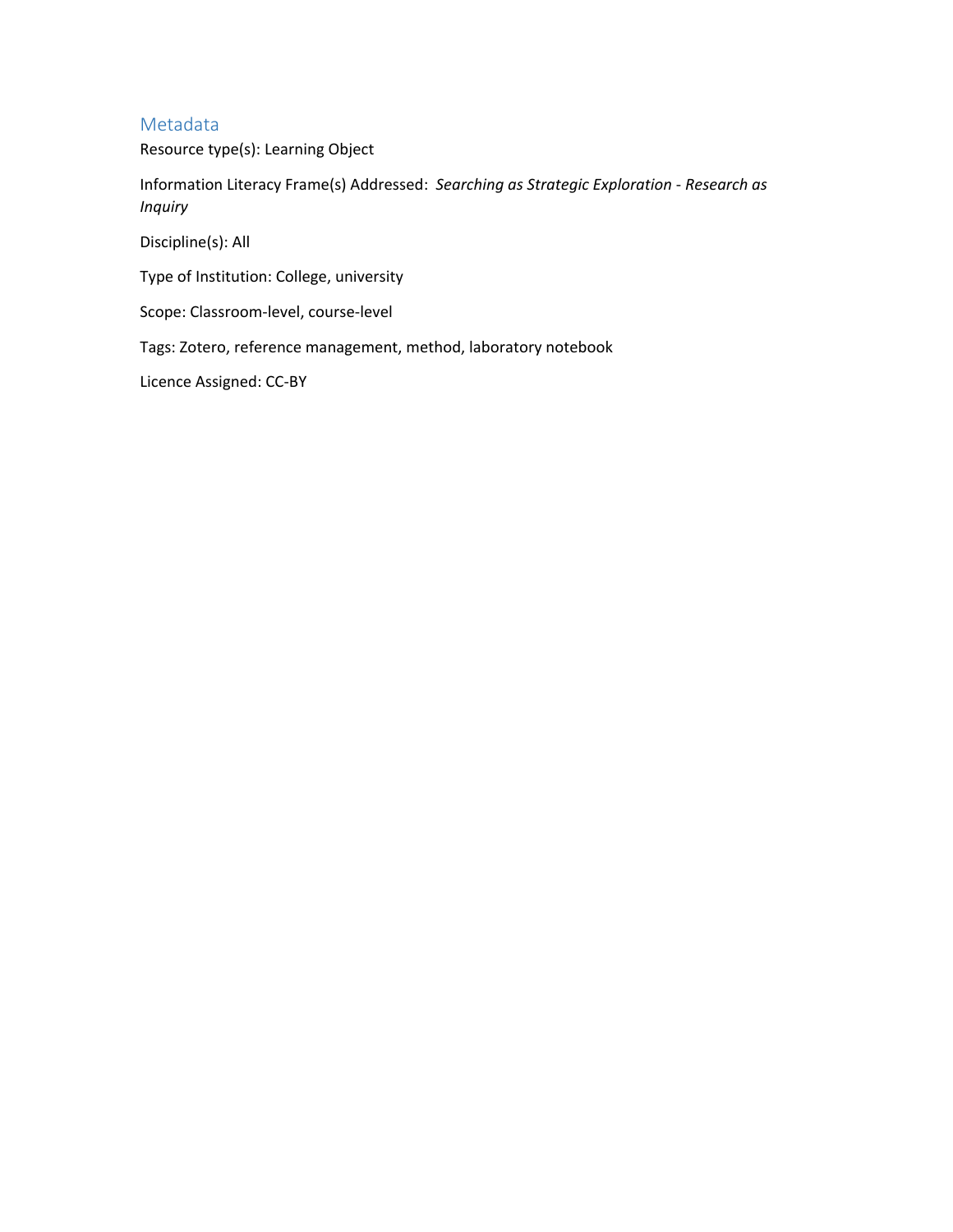## Metadata

Resource type(s): Learning Object

Information Literacy Frame(s) Addressed: *Searching as Strategic Exploration - Research as Inquiry*

Discipline(s): All

Type of Institution: College, university

Scope: Classroom-level, course-level

Tags: Zotero, reference management, method, laboratory notebook

Licence Assigned: CC-BY